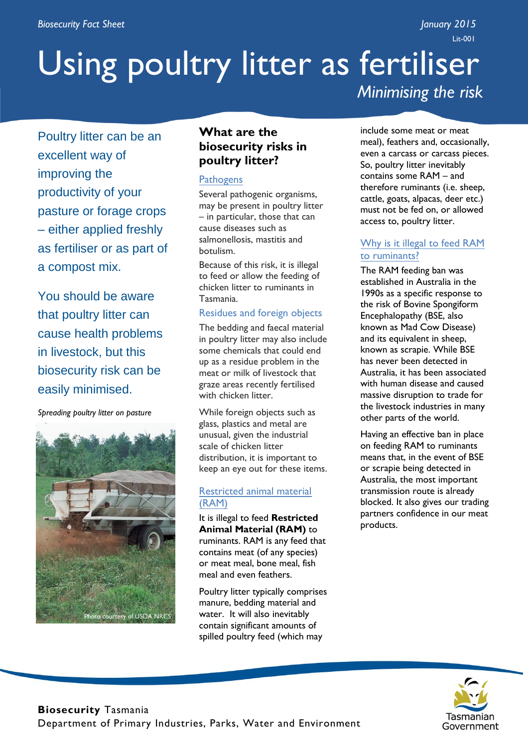Biosecurity Fact Sheet

January 2015

Lit-001

# Using poultry litter as fertiliser

*Minimising the risk*

Poultry litter can be an excellent way of improving the productivity of your pasture or forage crops – either applied freshly as fertiliser or as part of a compost mix.

You should be aware that poultry litter can cause health problems in livestock, but this biosecurity risk can be easily minimised.

*Spreading poultry litter on pasture*

Photo courtesy of USDA NRCS

## What are the biosecurity risks in poultry litter?

### Pathogens

Several pathogenic organisms, may be present in poultry litter – in particular, those that can cause diseases such as salmonellosis, mastitis and botulism.

Because of this risk, it is illegal to feed or allow the feeding of chicken litter to ruminants in Tasmania.

### Residues and foreign objects

The bedding and faecal material in poultry litter may also include some chemicals that could end up as a residue problem in the meat or milk of livestock that graze areas recently fertilised with chicken litter.

While foreign objects such as glass, plastics and metal are unusual, given the industrial scale of chicken litter distribution, it is important to keep an eye out for these items.

### Restricted animal material (RAM)

It is illegal to feed **Restricted Animal Material (RAM)** to ruminants. RAM is any feed that contains meat (of any species) or meat meal, bone meal, fish meal and even feathers.

Poultry litter typically comprises manure, bedding material and water. It will also inevitably contain significant amounts of spilled poultry feed (which may include some meat or meat meal), feathers and, occasionally, even a carcass or carcass pieces. So, poultry litter inevitably contains some RAM – and therefore ruminants (i.e. sheep, cattle, goats, alpacas, deer etc.) must not be fed on, or allowed access to, poultry litter.

### Why is it illegal to feed RAM to ruminants?

The RAM feeding ban was established in Australia in the 1990s as a specific response to the risk of Bovine Spongiform Encephalopathy (BSE, also known as Mad Cow Disease) and its equivalent in sheep, known as scrapie. While BSE has never been detected in Australia, it has been associated with human disease and caused massive disruption to trade for the livestock industries in many other parts of the world.

Having an effective ban in place on feeding RAM to ruminants means that, in the event of BSE or scrapie being detected in Australia, the most important transmission route is already blocked. It also gives our trading partners confidence in our meat products.

**Biosecurity** Tasmania
Department of Primary Industries, Parks, Water and Environment

Tasmanian Government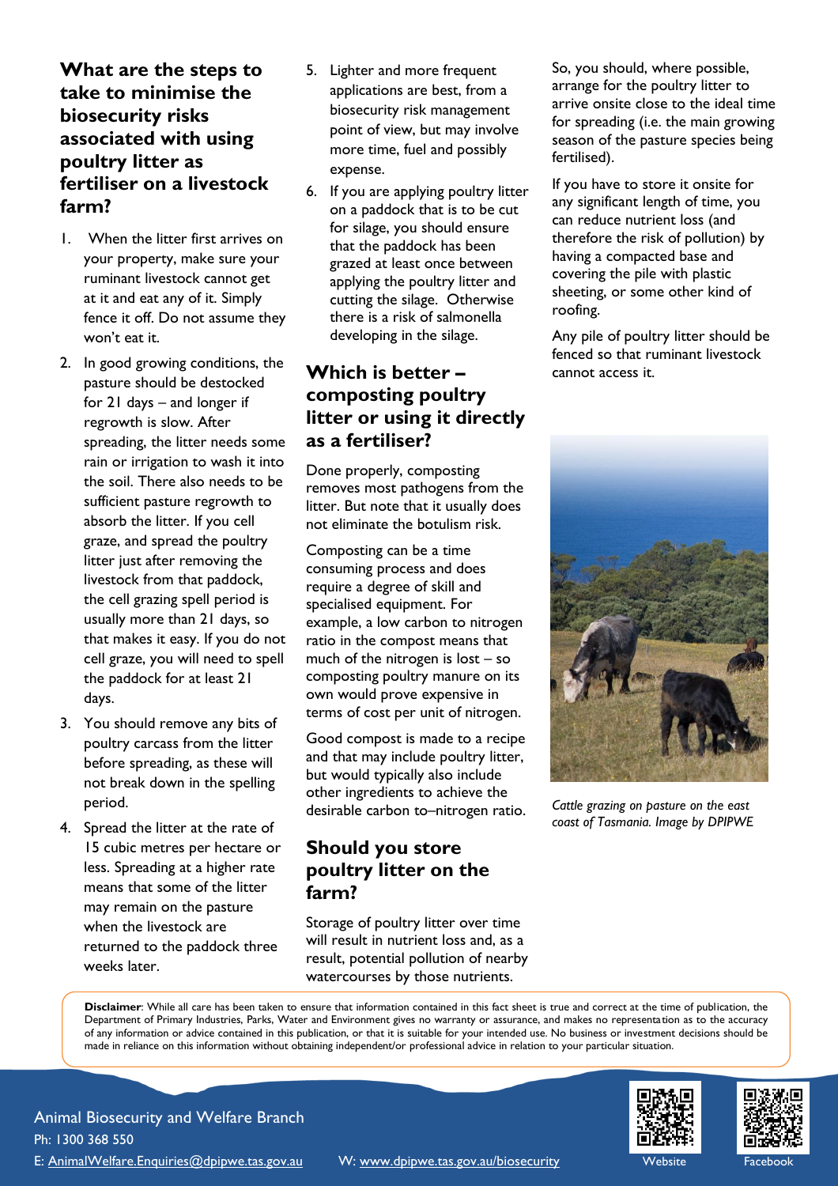## What are the steps to take to minimise the biosecurity risks associated with using poultry litter as fertiliser on a livestock farm?

1. When the litter first arrives on your property, make sure your ruminant livestock cannot get at it and eat any of it. Simply fence it off. Do not assume they won't eat it.
2. In good growing conditions, the pasture should be destocked for 21 days – and longer if regrowth is slow. After spreading, the litter needs some rain or irrigation to wash it into the soil. There also needs to be sufficient pasture regrowth to absorb the litter. If you cell graze, and spread the poultry litter just after removing the livestock from that paddock, the cell grazing spell period is usually more than 21 days, so that makes it easy. If you do not cell graze, you will need to spell the paddock for at least 21 days.
3. You should remove any bits of poultry carcass from the litter before spreading, as these will not break down in the spelling period.
4. Spread the litter at the rate of 15 cubic metres per hectare or less. Spreading at a higher rate means that some of the litter may remain on the pasture when the livestock are returned to the paddock three weeks later.
5. Lighter and more frequent applications are best, from a biosecurity risk management point of view, but may involve more time, fuel and possibly expense.
6. If you are applying poultry litter on a paddock that is to be cut for silage, you should ensure that the paddock has been grazed at least once between applying the poultry litter and cutting the silage. Otherwise there is a risk of salmonella developing in the silage.

## Which is better – composting poultry litter or using it directly as a fertiliser?

Done properly, composting removes most pathogens from the litter. But note that it usually does not eliminate the botulism risk.

Composting can be a time consuming process and does require a degree of skill and specialised equipment. For example, a low carbon to nitrogen ratio in the compost means that much of the nitrogen is lost – so composting poultry manure on its own would prove expensive in terms of cost per unit of nitrogen.

Good compost is made to a recipe and that may include poultry litter, but would typically also include other ingredients to achieve the desirable carbon to–nitrogen ratio.

## Should you store poultry litter on the farm?

Storage of poultry litter over time will result in nutrient loss and, as a result, potential pollution of nearby watercourses by those nutrients.

So, you should, where possible, arrange for the poultry litter to arrive onsite close to the ideal time for spreading (i.e. the main growing season of the pasture species being fertilised).

If you have to store it onsite for any significant length of time, you can reduce nutrient loss (and therefore the risk of pollution) by having a compacted base and covering the pile with plastic sheeting, or some other kind of roofing.

Any pile of poultry litter should be fenced so that ruminant livestock cannot access it.

*Cattle grazing on pasture on the east coast of Tasmania. Image by DPIPWE*

**Disclaimer**: While all care has been taken to ensure that information contained in this fact sheet is true and correct at the time of publication, the Department of Primary Industries, Parks, Water and Environment gives no warranty or assurance, and makes no representation as to the accuracy of any information or advice contained in this publication, or that it is suitable for your intended use. No business or investment decisions should be made in reliance on this information without obtaining independent/or professional advice in relation to your particular situation.

Animal Biosecurity and Welfare Branch
Ph: 1300 368 550
E: AnimalWelfare.Enquiries@dpipwe.tas.gov.au
W: www.dpipwe.tas.gov.au/biosecurity

Website
Facebook